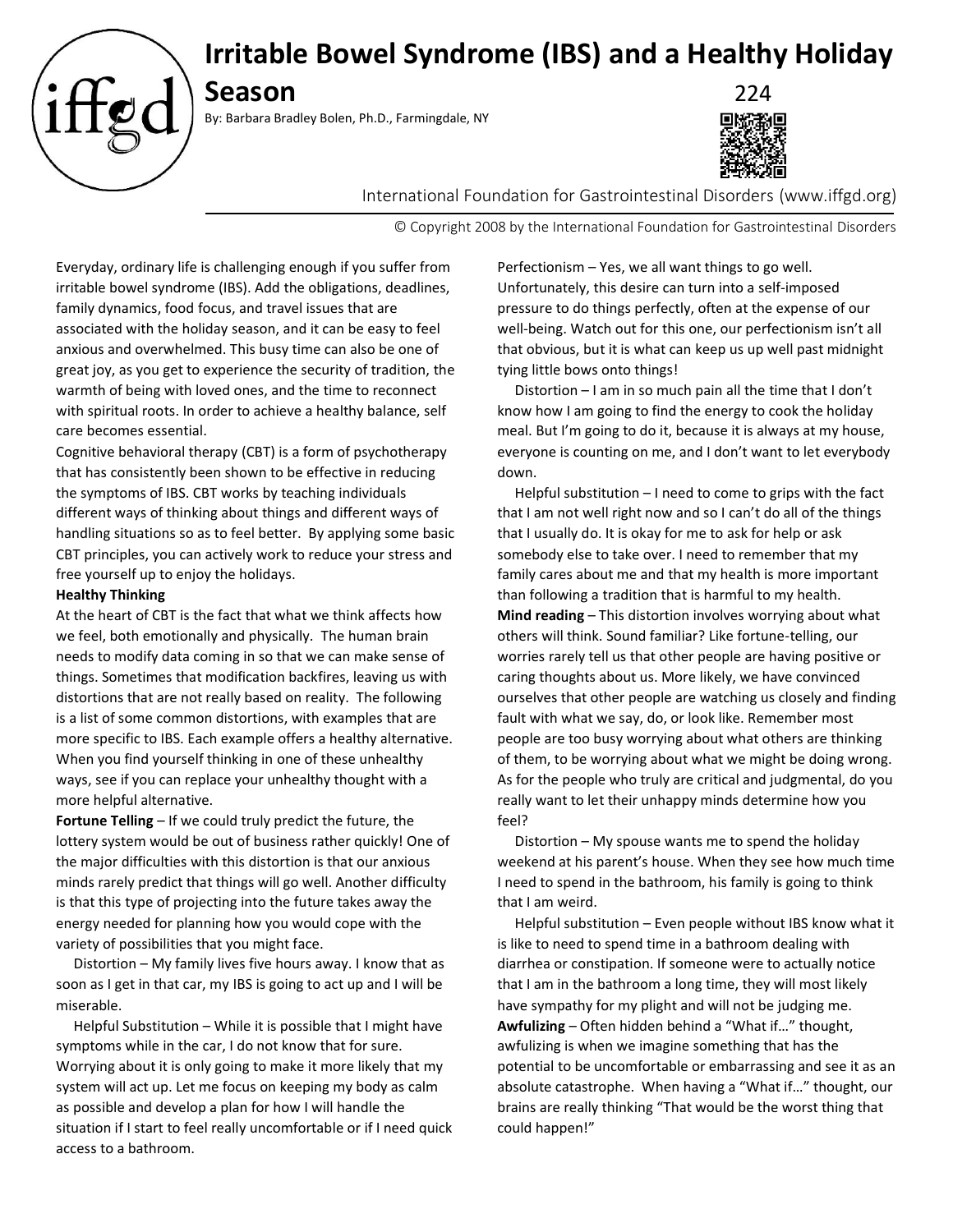# Irritable Bowel Syndrome (IBS) and a Healthy Holiday Season

By: Barbara Bradley Bolen, Ph.D., Farmingdale, NY

224

International Foundation for Gastrointestinal Disorders (www.iffgd.org)

© Copyright 2008 by the International Foundation for Gastrointestinal Disorders

Everyday, ordinary life is challenging enough if you suffer from irritable bowel syndrome (IBS). Add the obligations, deadlines, family dynamics, food focus, and travel issues that are associated with the holiday season, and it can be easy to feel anxious and overwhelmed. This busy time can also be one of great joy, as you get to experience the security of tradition, the warmth of being with loved ones, and the time to reconnect with spiritual roots. In order to achieve a healthy balance, self care becomes essential.

Cognitive behavioral therapy (CBT) is a form of psychotherapy that has consistently been shown to be effective in reducing the symptoms of IBS. CBT works by teaching individuals different ways of thinking about things and different ways of handling situations so as to feel better. By applying some basic CBT principles, you can actively work to reduce your stress and free yourself up to enjoy the holidays.

**Healthy Thinking**

At the heart of CBT is the fact that what we think affects how we feel, both emotionally and physically. The human brain needs to modify data coming in so that we can make sense of things. Sometimes that modification backfires, leaving us with distortions that are not really based on reality. The following is a list of some common distortions, with examples that are more specific to IBS. Each example offers a healthy alternative. When you find yourself thinking in one of these unhealthy ways, see if you can replace your unhealthy thought with a more helpful alternative.

**Fortune Telling** – If we could truly predict the future, the lottery system would be out of business rather quickly! One of the major difficulties with this distortion is that our anxious minds rarely predict that things will go well. Another difficulty is that this type of projecting into the future takes away the energy needed for planning how you would cope with the variety of possibilities that you might face.

Distortion – My family lives five hours away. I know that as soon as I get in that car, my IBS is going to act up and I will be miserable.

Helpful Substitution – While it is possible that I might have symptoms while in the car, I do not know that for sure. Worrying about it is only going to make it more likely that my system will act up. Let me focus on keeping my body as calm as possible and develop a plan for how I will handle the situation if I start to feel really uncomfortable or if I need quick access to a bathroom.

Perfectionism – Yes, we all want things to go well. Unfortunately, this desire can turn into a self-imposed pressure to do things perfectly, often at the expense of our well-being. Watch out for this one, our perfectionism isn't all that obvious, but it is what can keep us up well past midnight tying little bows onto things!

Distortion – I am in so much pain all the time that I don't know how I am going to find the energy to cook the holiday meal. But I'm going to do it, because it is always at my house, everyone is counting on me, and I don't want to let everybody down.

Helpful substitution – I need to come to grips with the fact that I am not well right now and so I can't do all of the things that I usually do. It is okay for me to ask for help or ask somebody else to take over. I need to remember that my family cares about me and that my health is more important than following a tradition that is harmful to my health.

**Mind reading** – This distortion involves worrying about what others will think. Sound familiar? Like fortune-telling, our worries rarely tell us that other people are having positive or caring thoughts about us. More likely, we have convinced ourselves that other people are watching us closely and finding fault with what we say, do, or look like. Remember most people are too busy worrying about what others are thinking of them, to be worrying about what we might be doing wrong. As for the people who truly are critical and judgmental, do you really want to let their unhappy minds determine how you feel?

Distortion – My spouse wants me to spend the holiday weekend at his parent's house. When they see how much time I need to spend in the bathroom, his family is going to think that I am weird.

Helpful substitution – Even people without IBS know what it is like to need to spend time in a bathroom dealing with diarrhea or constipation. If someone were to actually notice that I am in the bathroom a long time, they will most likely have sympathy for my plight and will not be judging me.

**Awfulizing** – Often hidden behind a "What if…" thought, awfulizing is when we imagine something that has the potential to be uncomfortable or embarrassing and see it as an absolute catastrophe. When having a "What if…" thought, our brains are really thinking "That would be the worst thing that could happen!"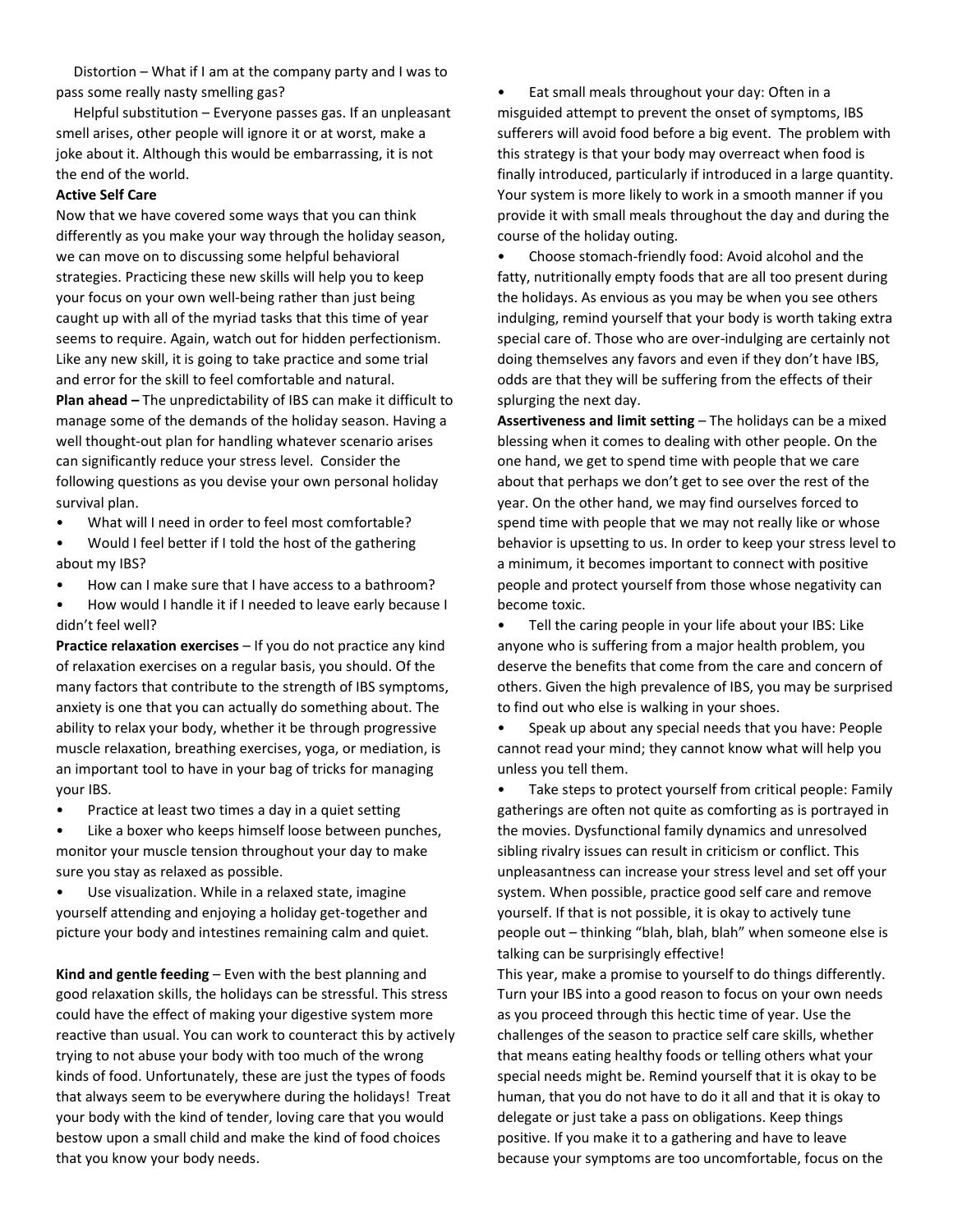Distortion – What if I am at the company party and I was to pass some really nasty smelling gas?

Helpful substitution – Everyone passes gas. If an unpleasant smell arises, other people will ignore it or at worst, make a joke about it. Although this would be embarrassing, it is not the end of the world.

**Active Self Care**

Now that we have covered some ways that you can think differently as you make your way through the holiday season, we can move on to discussing some helpful behavioral strategies. Practicing these new skills will help you to keep your focus on your own well-being rather than just being caught up with all of the myriad tasks that this time of year seems to require. Again, watch out for hidden perfectionism. Like any new skill, it is going to take practice and some trial and error for the skill to feel comfortable and natural.

**Plan ahead –** The unpredictability of IBS can make it difficult to manage some of the demands of the holiday season. Having a well thought-out plan for handling whatever scenario arises can significantly reduce your stress level. Consider the following questions as you devise your own personal holiday survival plan.

- What will I need in order to feel most comfortable?
- Would I feel better if I told the host of the gathering about my IBS?
- How can I make sure that I have access to a bathroom?
- How would I handle it if I needed to leave early because I didn't feel well?

**Practice relaxation exercises** – If you do not practice any kind of relaxation exercises on a regular basis, you should. Of the many factors that contribute to the strength of IBS symptoms, anxiety is one that you can actually do something about. The ability to relax your body, whether it be through progressive muscle relaxation, breathing exercises, yoga, or mediation, is an important tool to have in your bag of tricks for managing your IBS.

- Practice at least two times a day in a quiet setting
- Like a boxer who keeps himself loose between punches, monitor your muscle tension throughout your day to make sure you stay as relaxed as possible.
- Use visualization. While in a relaxed state, imagine yourself attending and enjoying a holiday get-together and picture your body and intestines remaining calm and quiet.

**Kind and gentle feeding** – Even with the best planning and good relaxation skills, the holidays can be stressful. This stress could have the effect of making your digestive system more reactive than usual. You can work to counteract this by actively trying to not abuse your body with too much of the wrong kinds of food. Unfortunately, these are just the types of foods that always seem to be everywhere during the holidays! Treat your body with the kind of tender, loving care that you would bestow upon a small child and make the kind of food choices that you know your body needs.

- Eat small meals throughout your day: Often in a misguided attempt to prevent the onset of symptoms, IBS sufferers will avoid food before a big event. The problem with this strategy is that your body may overreact when food is finally introduced, particularly if introduced in a large quantity. Your system is more likely to work in a smooth manner if you provide it with small meals throughout the day and during the course of the holiday outing.
- Choose stomach-friendly food: Avoid alcohol and the fatty, nutritionally empty foods that are all too present during the holidays. As envious as you may be when you see others indulging, remind yourself that your body is worth taking extra special care of. Those who are over-indulging are certainly not doing themselves any favors and even if they don't have IBS, odds are that they will be suffering from the effects of their splurging the next day.

**Assertiveness and limit setting** – The holidays can be a mixed blessing when it comes to dealing with other people. On the one hand, we get to spend time with people that we care about that perhaps we don't get to see over the rest of the year. On the other hand, we may find ourselves forced to spend time with people that we may not really like or whose behavior is upsetting to us. In order to keep your stress level to a minimum, it becomes important to connect with positive people and protect yourself from those whose negativity can become toxic.

- Tell the caring people in your life about your IBS: Like anyone who is suffering from a major health problem, you deserve the benefits that come from the care and concern of others. Given the high prevalence of IBS, you may be surprised to find out who else is walking in your shoes.
- Speak up about any special needs that you have: People cannot read your mind; they cannot know what will help you unless you tell them.
- Take steps to protect yourself from critical people: Family gatherings are often not quite as comforting as is portrayed in the movies. Dysfunctional family dynamics and unresolved sibling rivalry issues can result in criticism or conflict. This unpleasantness can increase your stress level and set off your system. When possible, practice good self care and remove yourself. If that is not possible, it is okay to actively tune people out – thinking "blah, blah, blah" when someone else is talking can be surprisingly effective!

This year, make a promise to yourself to do things differently. Turn your IBS into a good reason to focus on your own needs as you proceed through this hectic time of year. Use the challenges of the season to practice self care skills, whether that means eating healthy foods or telling others what your special needs might be. Remind yourself that it is okay to be human, that you do not have to do it all and that it is okay to delegate or just take a pass on obligations. Keep things positive. If you make it to a gathering and have to leave because your symptoms are too uncomfortable, focus on the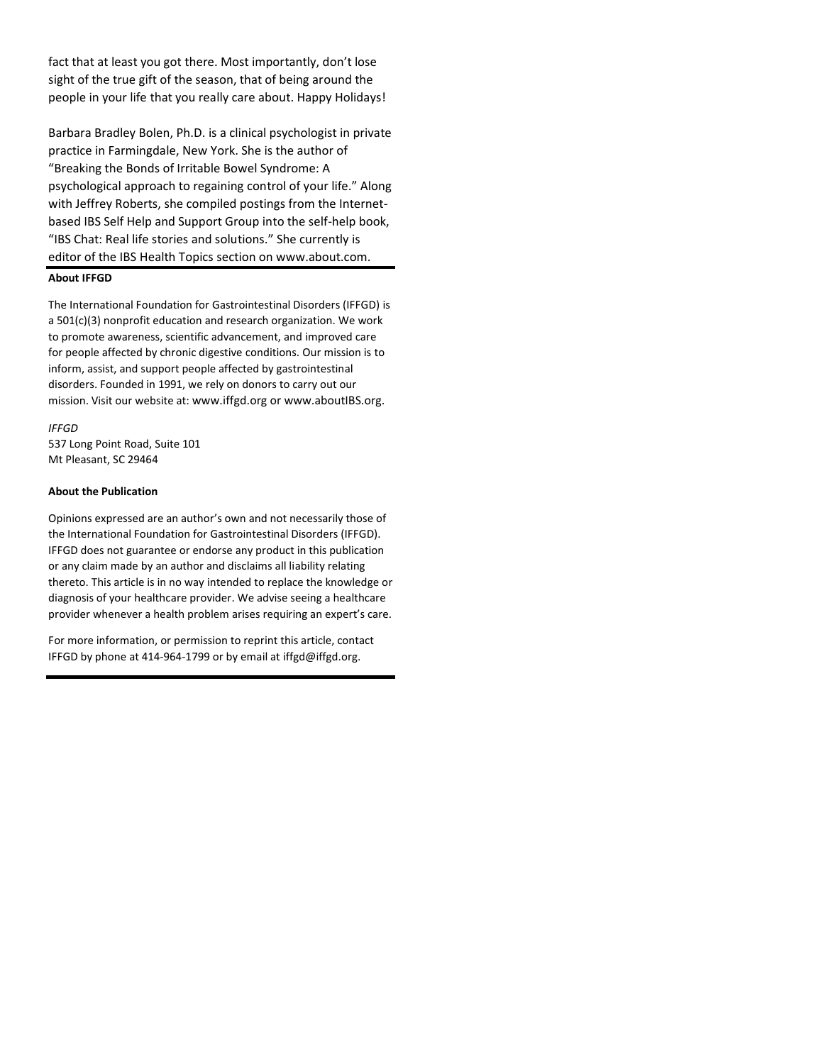fact that at least you got there. Most importantly, don't lose sight of the true gift of the season, that of being around the people in your life that you really care about. Happy Holidays!

Barbara Bradley Bolen, Ph.D. is a clinical psychologist in private practice in Farmingdale, New York. She is the author of "Breaking the Bonds of Irritable Bowel Syndrome: A psychological approach to regaining control of your life." Along with Jeffrey Roberts, she compiled postings from the Internet-based IBS Self Help and Support Group into the self-help book, "IBS Chat: Real life stories and solutions." She currently is editor of the IBS Health Topics section on www.about.com.

**About IFFGD**

The International Foundation for Gastrointestinal Disorders (IFFGD) is a 501(c)(3) nonprofit education and research organization. We work to promote awareness, scientific advancement, and improved care for people affected by chronic digestive conditions. Our mission is to inform, assist, and support people affected by gastrointestinal disorders. Founded in 1991, we rely on donors to carry out our mission. Visit our website at: www.iffgd.org or www.aboutIBS.org.

*IFFGD*
537 Long Point Road, Suite 101
Mt Pleasant, SC 29464

**About the Publication**

Opinions expressed are an author's own and not necessarily those of the International Foundation for Gastrointestinal Disorders (IFFGD). IFFGD does not guarantee or endorse any product in this publication or any claim made by an author and disclaims all liability relating thereto. This article is in no way intended to replace the knowledge or diagnosis of your healthcare provider. We advise seeing a healthcare provider whenever a health problem arises requiring an expert's care.

For more information, or permission to reprint this article, contact IFFGD by phone at 414-964-1799 or by email at iffgd@iffgd.org.